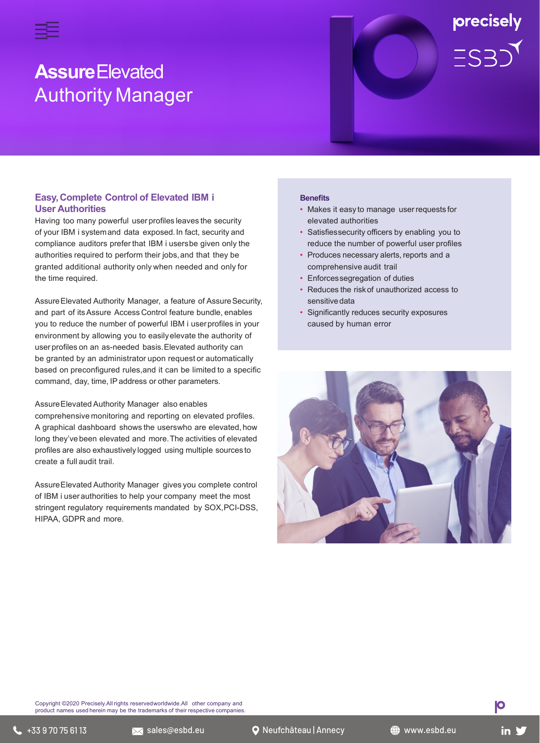# **Assure** Elevated Authority Manager

## Easy, Complete Control of Elevated IBM i User Authorities

Having too many powerful user profiles leaves the security of your IBM i system and data exposed. In fact, security and compliance auditors prefer that IBM i users be given only the authorities required to perform their jobs, and that they be granted additional authority only when needed and only for the time required.

Assure Elevated Authority Manager, a feature of Assure Security, and part of its Assure Access Control feature bundle, enables you to reduce the number of powerful IBM i user profiles in your environment by allowing you to easily elevate the authority of user profiles on an as-needed basis. Elevated authority can be granted by an administrator upon request or automatically based on preconfigured rules, and it can be limited to a specific command, day, time, IP address or other parameters.

Assure Elevated Authority Manager also enables comprehensive monitoring and reporting on elevated profiles. A graphical dashboard shows the users who are elevated, how long they've been elevated and more. The activities of elevated profiles are also exhaustively logged using multiple sources to create a full audit trail.

Assure Elevated Authority Manager gives you complete control of IBM i user authorities to help your company meet the most stringent regulatory requirements mandated by SOX, PCI-DSS, HIPAA, GDPR and more.

### Benefits

- Makes it easy to manage user requests for elevated authorities
- Satisfies security officers by enabling you to reduce the number of powerful user profiles
- Produces necessary alerts, reports and a comprehensive audit trail
- Enforces segregation of duties
- Reduces the risk of unauthorized access to sensitive data
- Significantly reduces security exposures caused by human error

Copyright ©2020 Precisely. All rights reserved worldwide. All other company and product names used herein may be the trademarks of their respective companies.

+33 9 70 75 61 13 | sales@esbd.eu | Neufchâteau | Annecy | www.esbd.eu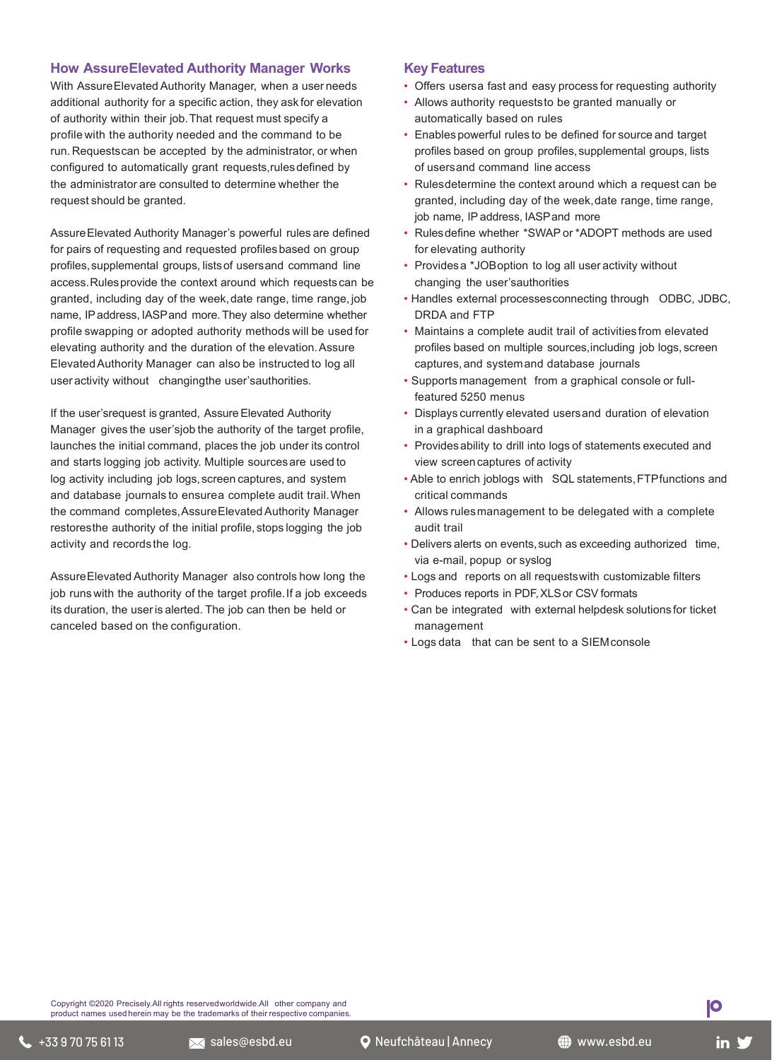## How Assure Elevated Authority Manager Works

With Assure Elevated Authority Manager, when a user needs additional authority for a specific action, they ask for elevation of authority within their job. That request must specify a profile with the authority needed and the command to be run. Requests can be accepted by the administrator, or when configured to automatically grant requests, rules defined by the administrator are consulted to determine whether the request should be granted.

Assure Elevated Authority Manager's powerful rules are defined for pairs of requesting and requested profiles based on group profiles, supplemental groups, lists of users and command line access. Rules provide the context around which requests can be granted, including day of the week, date range, time range, job name, IP address, IASP and more. They also determine whether profile swapping or adopted authority methods will be used for elevating authority and the duration of the elevation. Assure Elevated Authority Manager can also be instructed to log all user activity without changing the user's authorities.

If the user's request is granted, Assure Elevated Authority Manager gives the user's job the authority of the target profile, launches the initial command, places the job under its control and starts logging job activity. Multiple sources are used to log activity including job logs, screen captures, and system and database journals to ensure a complete audit trail. When the command completes, Assure Elevated Authority Manager restores the authority of the initial profile, stops logging the job activity and records the log.

Assure Elevated Authority Manager also controls how long the job runs with the authority of the target profile. If a job exceeds its duration, the user is alerted. The job can then be held or canceled based on the configuration.

## Key Features

- Offers users a fast and easy process for requesting authority
- Allows authority requests to be granted manually or automatically based on rules
- Enables powerful rules to be defined for source and target profiles based on group profiles, supplemental groups, lists of users and command line access
- Rules determine the context around which a request can be granted, including day of the week, date range, time range, job name, IP address, IASP and more
- Rules define whether *SWAP or *ADOPT methods are used for elevating authority
- Provides a *JOB option to log all user activity without changing the user's authorities
- Handles external processes connecting through ODBC, JDBC, DRDA and FTP
- Maintains a complete audit trail of activities from elevated profiles based on multiple sources, including job logs, screen captures, and system and database journals
- Supports management from a graphical console or full-featured 5250 menus
- Displays currently elevated users and duration of elevation in a graphical dashboard
- Provides ability to drill into logs of statements executed and view screen captures of activity
- Able to enrich joblogs with SQL statements, FTP functions and critical commands
- Allows rules management to be delegated with a complete audit trail
- Delivers alerts on events, such as exceeding authorized time, via e-mail, popup or syslog
- Logs and reports on all requests with customizable filters
- Produces reports in PDF, XLS or CSV formats
- Can be integrated with external helpdesk solutions for ticket management
- Logs data that can be sent to a SIEM console

Copyright ©2020 Precisely. All rights reserved worldwide. All other company and product names used herein may be the trademarks of their respective companies.

+33 9 70 75 61 13 | sales@esbd.eu | Neufchâteau | Annecy | www.esbd.eu